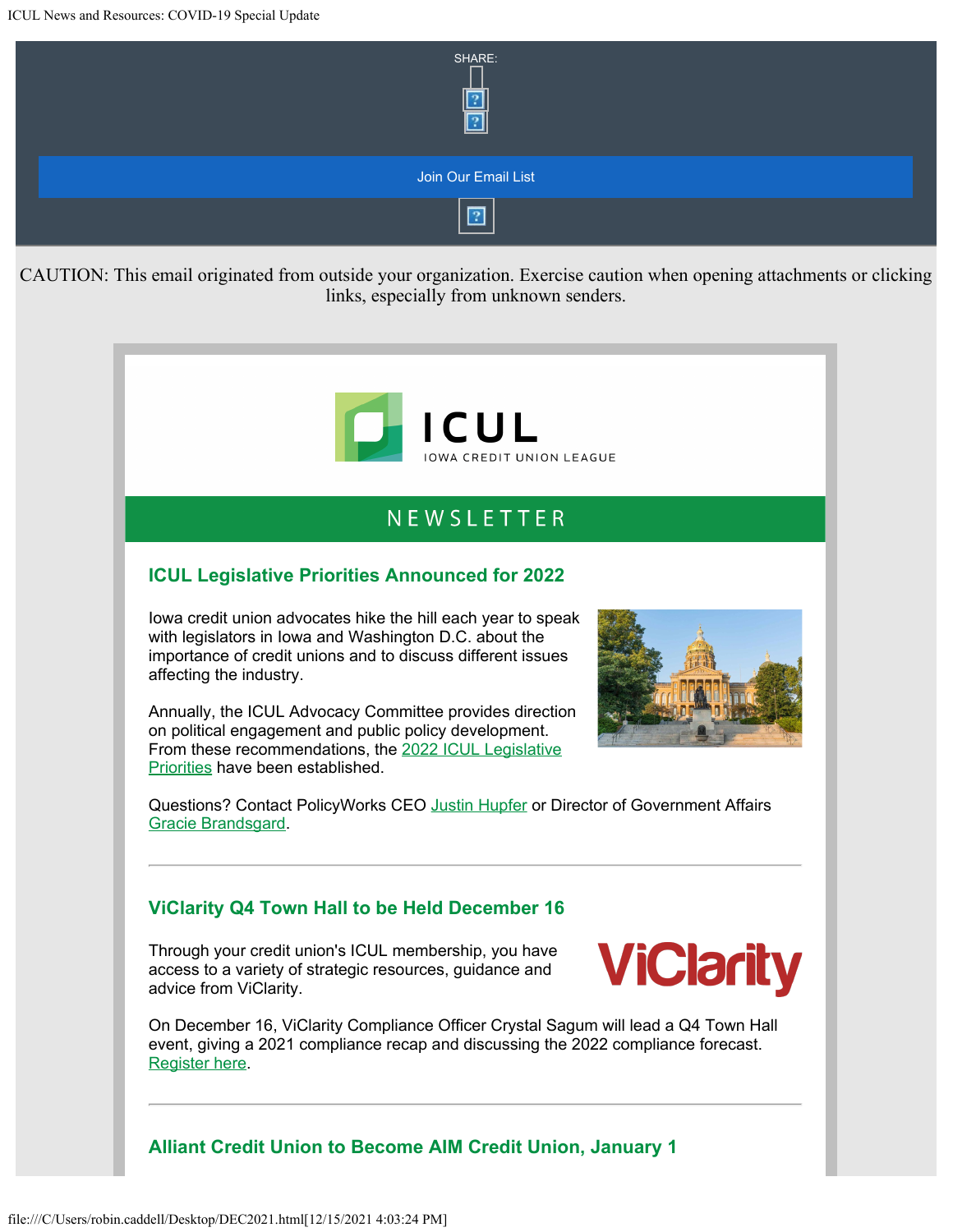SHARE:

Join Our Email List

CAUTION: This email originated from outside your organization. Exercise caution when opening attachments or clicking links, especially from unknown senders.

ICUL
IOWA CREDIT UNION LEAGUE

NEWSLETTER

## ICUL Legislative Priorities Announced for 2022

Iowa credit union advocates hike the hill each year to speak with legislators in Iowa and Washington D.C. about the importance of credit unions and to discuss different issues affecting the industry.

Annually, the ICUL Advocacy Committee provides direction on political engagement and public policy development. From these recommendations, the 2022 ICUL Legislative Priorities have been established.

Questions? Contact PolicyWorks CEO Justin Hupfer or Director of Government Affairs Gracie Brandsgard.

---

## ViClarity Q4 Town Hall to be Held December 16

Through your credit union's ICUL membership, you have access to a variety of strategic resources, guidance and advice from ViClarity.

On December 16, ViClarity Compliance Officer Crystal Sagum will lead a Q4 Town Hall event, giving a 2021 compliance recap and discussing the 2022 compliance forecast. Register here.

---

## Alliant Credit Union to Become AIM Credit Union, January 1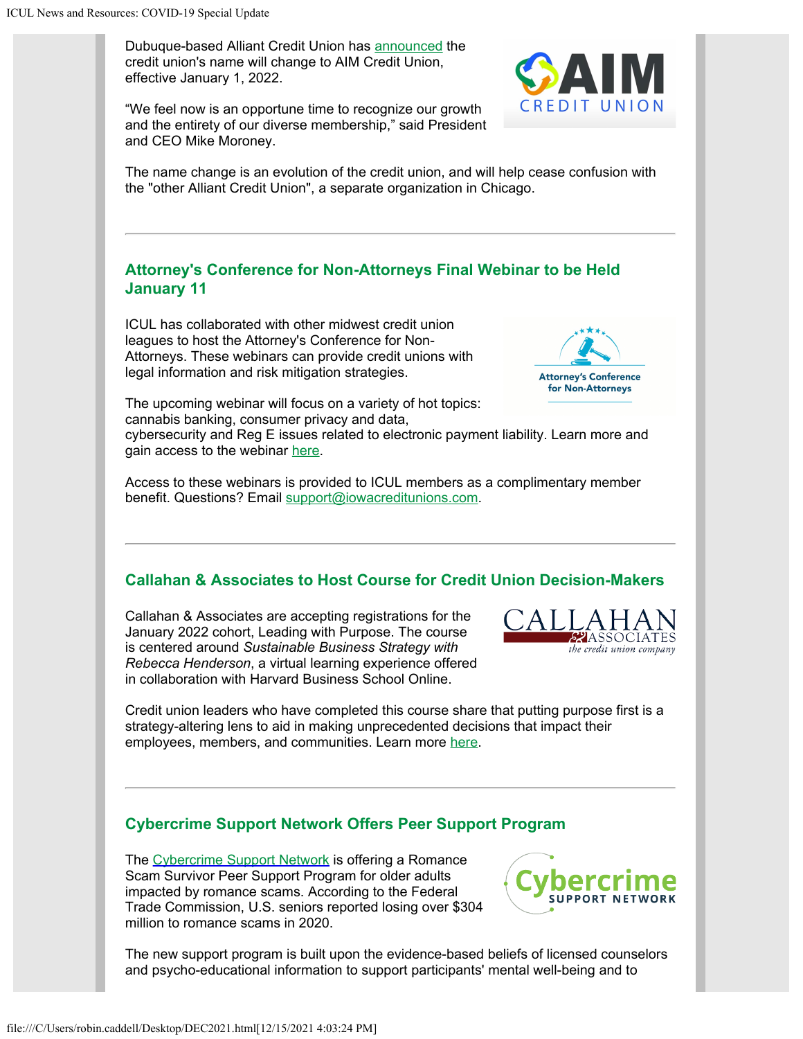Dubuque-based Alliant Credit Union has announced the credit union's name will change to AIM Credit Union, effective January 1, 2022.

"We feel now is an opportune time to recognize our growth and the entirety of our diverse membership," said President and CEO Mike Moroney.

The name change is an evolution of the credit union, and will help cease confusion with the "other Alliant Credit Union", a separate organization in Chicago.

---

### Attorney's Conference for Non-Attorneys Final Webinar to be Held January 11

ICUL has collaborated with other midwest credit union leagues to host the Attorney's Conference for Non-Attorneys. These webinars can provide credit unions with legal information and risk mitigation strategies.

The upcoming webinar will focus on a variety of hot topics: cannabis banking, consumer privacy and data, cybersecurity and Reg E issues related to electronic payment liability. Learn more and gain access to the webinar here.

Access to these webinars is provided to ICUL members as a complimentary member benefit. Questions? Email support@iowacreditunions.com.

---

### Callahan & Associates to Host Course for Credit Union Decision-Makers

Callahan & Associates are accepting registrations for the January 2022 cohort, Leading with Purpose. The course is centered around *Sustainable Business Strategy with Rebecca Henderson*, a virtual learning experience offered in collaboration with Harvard Business School Online.

Credit union leaders who have completed this course share that putting purpose first is a strategy-altering lens to aid in making unprecedented decisions that impact their employees, members, and communities. Learn more here.

---

### Cybercrime Support Network Offers Peer Support Program

The Cybercrime Support Network is offering a Romance Scam Survivor Peer Support Program for older adults impacted by romance scams. According to the Federal Trade Commission, U.S. seniors reported losing over $304 million to romance scams in 2020.

The new support program is built upon the evidence-based beliefs of licensed counselors and psycho-educational information to support participants' mental well-being and to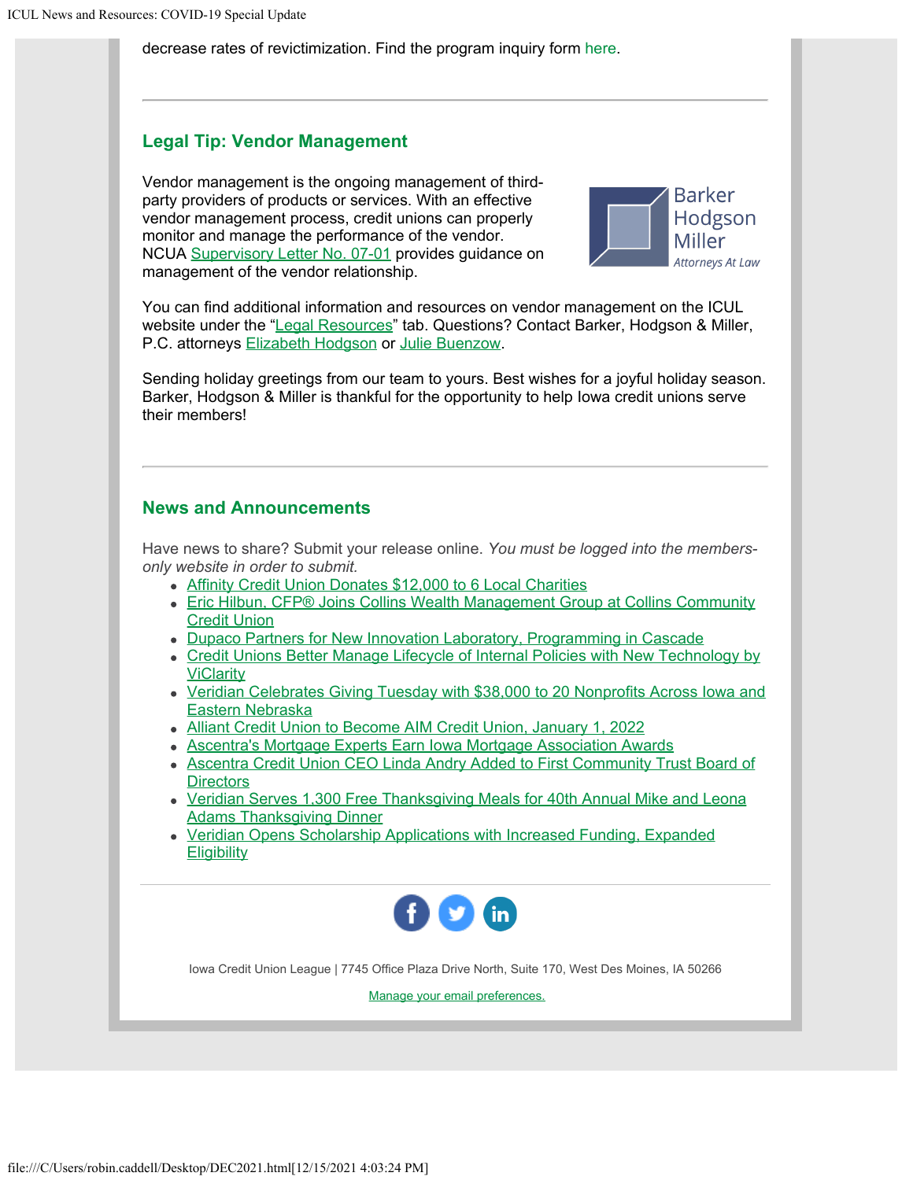decrease rates of revictimization. Find the program inquiry form here.

---

## Legal Tip: Vendor Management

Vendor management is the ongoing management of third-party providers of products or services. With an effective vendor management process, credit unions can properly monitor and manage the performance of the vendor. NCUA Supervisory Letter No. 07-01 provides guidance on management of the vendor relationship.

Barker Hodgson Miller
*Attorneys At Law*

You can find additional information and resources on vendor management on the ICUL website under the "Legal Resources" tab. Questions? Contact Barker, Hodgson & Miller, P.C. attorneys Elizabeth Hodgson or Julie Buenzow.

Sending holiday greetings from our team to yours. Best wishes for a joyful holiday season. Barker, Hodgson & Miller is thankful for the opportunity to help Iowa credit unions serve their members!

---

## News and Announcements

Have news to share? Submit your release online. *You must be logged into the members-only website in order to submit.*

- Affinity Credit Union Donates $12,000 to 6 Local Charities
- Eric Hilbun, CFP® Joins Collins Wealth Management Group at Collins Community Credit Union
- Dupaco Partners for New Innovation Laboratory, Programming in Cascade
- Credit Unions Better Manage Lifecycle of Internal Policies with New Technology by ViClarity
- Veridian Celebrates Giving Tuesday with $38,000 to 20 Nonprofits Across Iowa and Eastern Nebraska
- Alliant Credit Union to Become AIM Credit Union, January 1, 2022
- Ascentra's Mortgage Experts Earn Iowa Mortgage Association Awards
- Ascentra Credit Union CEO Linda Andry Added to First Community Trust Board of Directors
- Veridian Serves 1,300 Free Thanksgiving Meals for 40th Annual Mike and Leona Adams Thanksgiving Dinner
- Veridian Opens Scholarship Applications with Increased Funding, Expanded Eligibility

---

Iowa Credit Union League | 7745 Office Plaza Drive North, Suite 170, West Des Moines, IA 50266

Manage your email preferences.